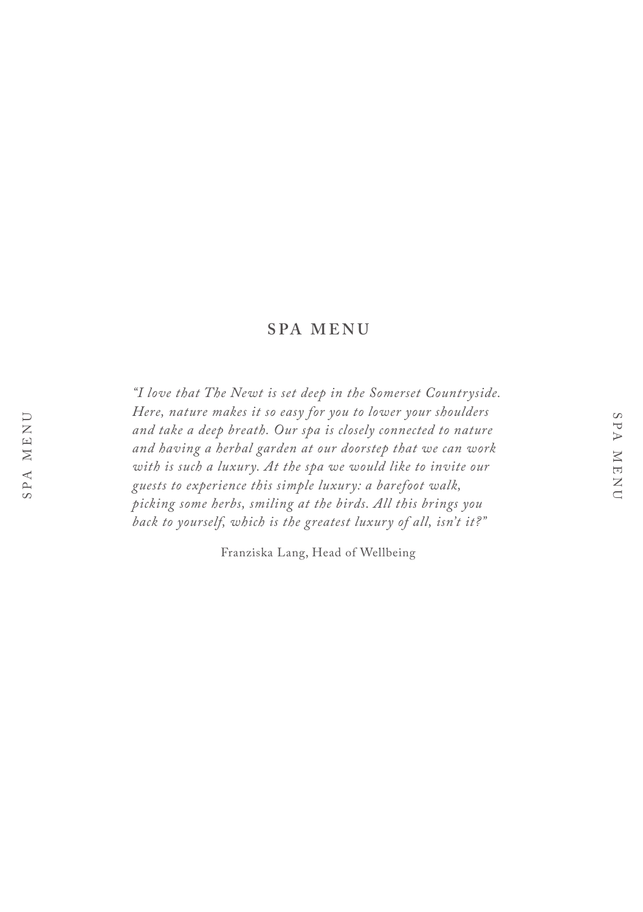# SPA MENU

*"I love that The Newt is set deep in the Somerset Countryside. Here, nature makes it so easy for you to lower your shoulders and take a deep breath. Our spa is closely connected to nature and having a herbal garden at our doorstep that we can work with is such a luxury. At the spa we would like to invite our guests to experience this simple luxury: a barefoot walk, picking some herbs, smiling at the birds. All this brings you back to yourself, which is the greatest luxury of all, isn't it?"*

Franziska Lang, Head of Wellbeing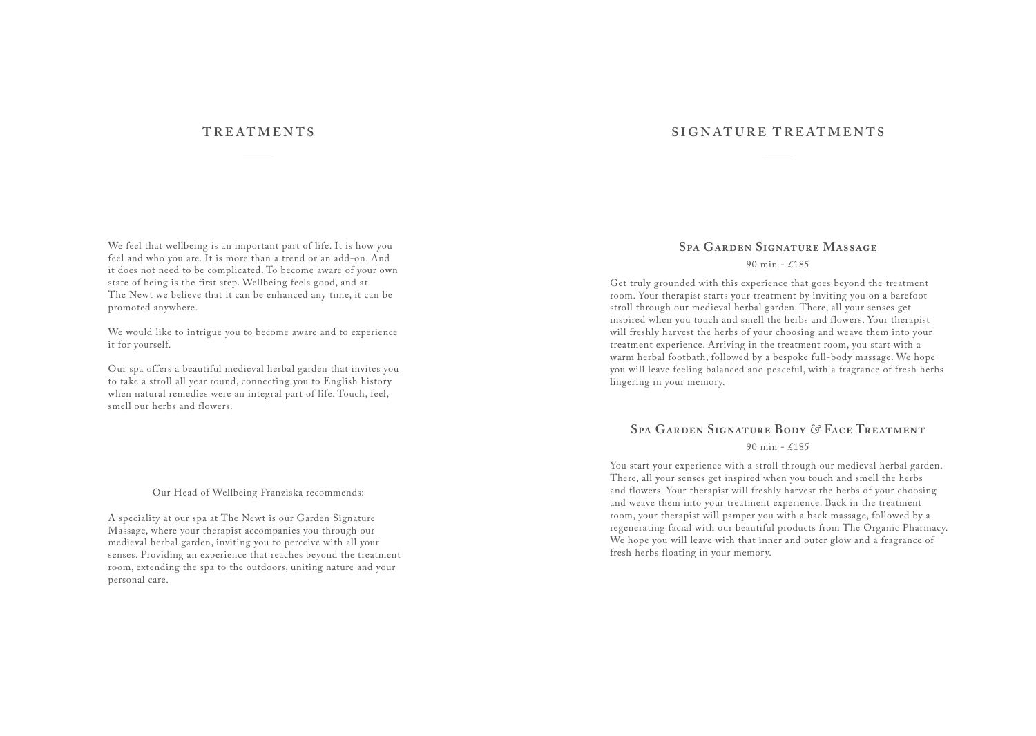# TREATMENTS

We feel that wellbeing is an important part of life. It is how you feel and who you are. It is more than a trend or an add-on. And it does not need to be complicated. To become aware of your own state of being is the first step. Wellbeing feels good, and at The Newt we believe that it can be enhanced any time, it can be promoted anywhere.

We would like to intrigue you to become aware and to experience it for yourself.

Our spa offers a beautiful medieval herbal garden that invites you to take a stroll all year round, connecting you to English history when natural remedies were an integral part of life. Touch, feel, smell our herbs and flowers.

Our Head of Wellbeing Franziska recommends:

A speciality at our spa at The Newt is our Garden Signature Massage, where your therapist accompanies you through our medieval herbal garden, inviting you to perceive with all your senses. Providing an experience that reaches beyond the treatment room, extending the spa to the outdoors, uniting nature and your personal care.

# SIGNATURE TREATMENTS

## Spa Garden Signature Massage

90 min - £185

Get truly grounded with this experience that goes beyond the treatment room. Your therapist starts your treatment by inviting you on a barefoot stroll through our medieval herbal garden. There, all your senses get inspired when you touch and smell the herbs and flowers. Your therapist will freshly harvest the herbs of your choosing and weave them into your treatment experience. Arriving in the treatment room, you start with a warm herbal footbath, followed by a bespoke full-body massage. We hope you will leave feeling balanced and peaceful, with a fragrance of fresh herbs lingering in your memory.

## Spa Garden Signature Body & Face Treatment

90 min - £185

You start your experience with a stroll through our medieval herbal garden. There, all your senses get inspired when you touch and smell the herbs and flowers. Your therapist will freshly harvest the herbs of your choosing and weave them into your treatment experience. Back in the treatment room, your therapist will pamper you with a back massage, followed by a regenerating facial with our beautiful products from The Organic Pharmacy. We hope you will leave with that inner and outer glow and a fragrance of fresh herbs floating in your memory.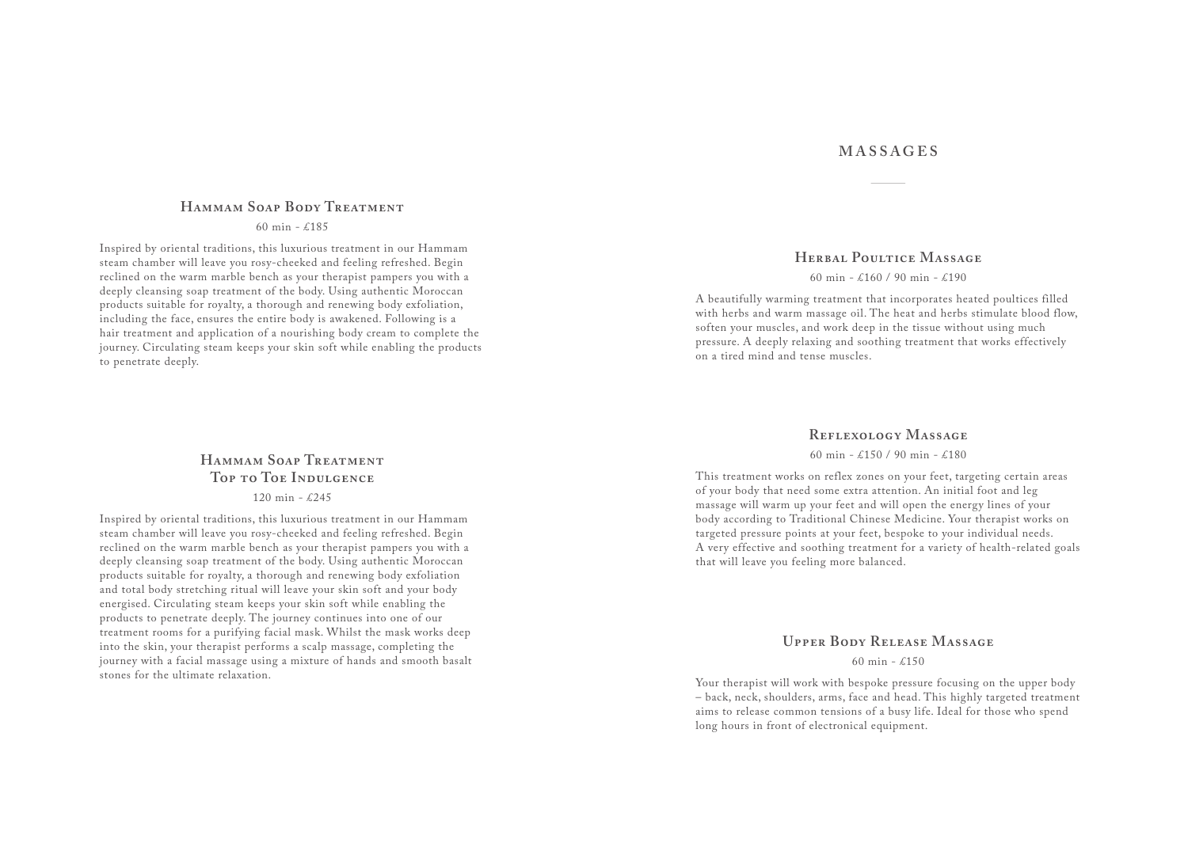### Hammam Soap Body Treatment

60 min - £185

Inspired by oriental traditions, this luxurious treatment in our Hammam steam chamber will leave you rosy-cheeked and feeling refreshed. Begin reclined on the warm marble bench as your therapist pampers you with a deeply cleansing soap treatment of the body. Using authentic Moroccan products suitable for royalty, a thorough and renewing body exfoliation, including the face, ensures the entire body is awakened. Following is a hair treatment and application of a nourishing body cream to complete the journey. Circulating steam keeps your skin soft while enabling the products to penetrate deeply.

### Hammam Soap Treatment Top to Toe Indulgence

120 min - £245

Inspired by oriental traditions, this luxurious treatment in our Hammam steam chamber will leave you rosy-cheeked and feeling refreshed. Begin reclined on the warm marble bench as your therapist pampers you with a deeply cleansing soap treatment of the body. Using authentic Moroccan products suitable for royalty, a thorough and renewing body exfoliation and total body stretching ritual will leave your skin soft and your body energised. Circulating steam keeps your skin soft while enabling the products to penetrate deeply. The journey continues into one of our treatment rooms for a purifying facial mask. Whilst the mask works deep into the skin, your therapist performs a scalp massage, completing the journey with a facial massage using a mixture of hands and smooth basalt stones for the ultimate relaxation.

## MASSAGES

### Herbal Poultice Massage

60 min - £160 / 90 min - £190

A beautifully warming treatment that incorporates heated poultices filled with herbs and warm massage oil. The heat and herbs stimulate blood flow, soften your muscles, and work deep in the tissue without using much pressure. A deeply relaxing and soothing treatment that works effectively on a tired mind and tense muscles.

### Reflexology Massage

60 min - £150 / 90 min - £180

This treatment works on reflex zones on your feet, targeting certain areas of your body that need some extra attention. An initial foot and leg massage will warm up your feet and will open the energy lines of your body according to Traditional Chinese Medicine. Your therapist works on targeted pressure points at your feet, bespoke to your individual needs. A very effective and soothing treatment for a variety of health-related goals that will leave you feeling more balanced.

### Upper Body Release Massage

60 min - £150

Your therapist will work with bespoke pressure focusing on the upper body – back, neck, shoulders, arms, face and head. This highly targeted treatment aims to release common tensions of a busy life. Ideal for those who spend long hours in front of electronical equipment.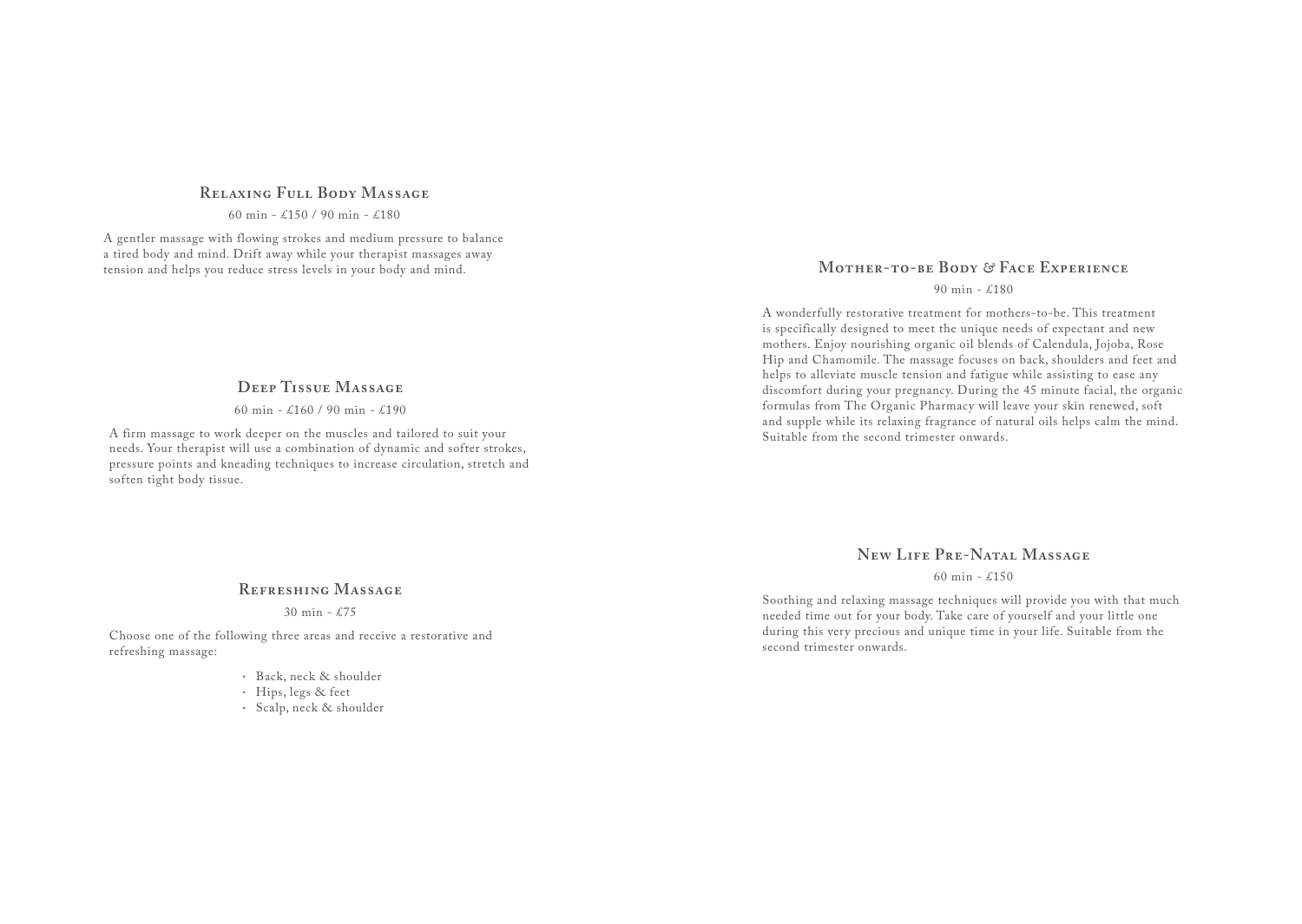### Relaxing Full Body Massage

60 min - £150 / 90 min - £180

A gentler massage with flowing strokes and medium pressure to balance a tired body and mind. Drift away while your therapist massages away tension and helps you reduce stress levels in your body and mind.

### Deep Tissue Massage

60 min - £160 / 90 min - £190

A firm massage to work deeper on the muscles and tailored to suit your needs. Your therapist will use a combination of dynamic and softer strokes, pressure points and kneading techniques to increase circulation, stretch and soften tight body tissue.

### Refreshing Massage

30 min - £75

Choose one of the following three areas and receive a restorative and refreshing massage:

- Back, neck & shoulder
- Hips, legs & feet
- Scalp, neck & shoulder

### Mother-to-be Body & Face Experience

90 min - £180

A wonderfully restorative treatment for mothers-to-be. This treatment is specifically designed to meet the unique needs of expectant and new mothers. Enjoy nourishing organic oil blends of Calendula, Jojoba, Rose Hip and Chamomile. The massage focuses on back, shoulders and feet and helps to alleviate muscle tension and fatigue while assisting to ease any discomfort during your pregnancy. During the 45 minute facial, the organic formulas from The Organic Pharmacy will leave your skin renewed, soft and supple while its relaxing fragrance of natural oils helps calm the mind. Suitable from the second trimester onwards.

### New Life Pre-Natal Massage

60 min - £150

Soothing and relaxing massage techniques will provide you with that much needed time out for your body. Take care of yourself and your little one during this very precious and unique time in your life. Suitable from the second trimester onwards.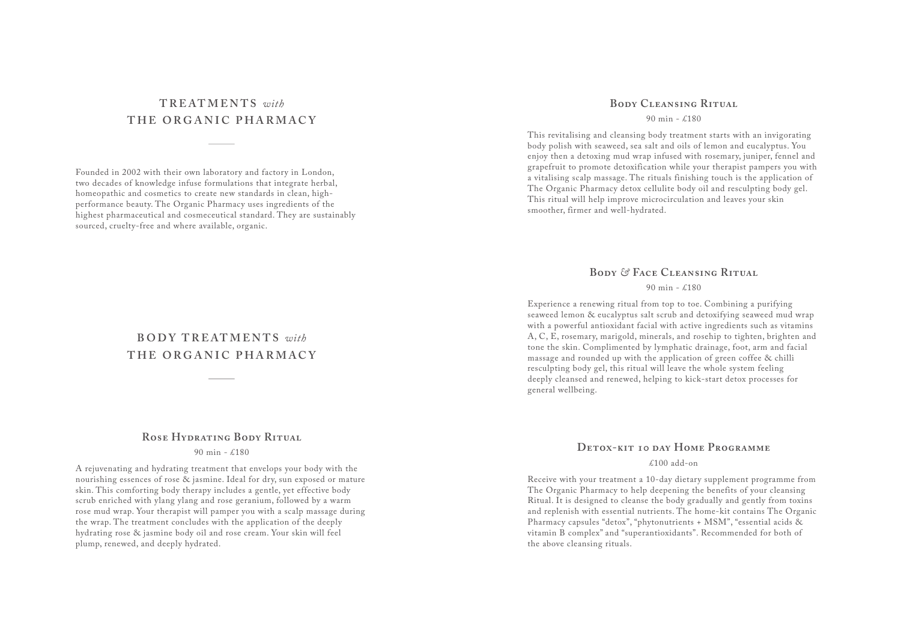# TREATMENTS *with* THE ORGANIC PHARMACY

Founded in 2002 with their own laboratory and factory in London, two decades of knowledge infuse formulations that integrate herbal, homeopathic and cosmetics to create new standards in clean, high-performance beauty. The Organic Pharmacy uses ingredients of the highest pharmaceutical and cosmeceutical standard. They are sustainably sourced, cruelty-free and where available, organic.

# BODY TREATMENTS *with* THE ORGANIC PHARMACY

## Rose Hydrating Body Ritual

90 min - £180

A rejuvenating and hydrating treatment that envelops your body with the nourishing essences of rose & jasmine. Ideal for dry, sun exposed or mature skin. This comforting body therapy includes a gentle, yet effective body scrub enriched with ylang ylang and rose geranium, followed by a warm rose mud wrap. Your therapist will pamper you with a scalp massage during the wrap. The treatment concludes with the application of the deeply hydrating rose & jasmine body oil and rose cream. Your skin will feel plump, renewed, and deeply hydrated.

## Body Cleansing Ritual

90 min - £180

This revitalising and cleansing body treatment starts with an invigorating body polish with seaweed, sea salt and oils of lemon and eucalyptus. You enjoy then a detoxing mud wrap infused with rosemary, juniper, fennel and grapefruit to promote detoxification while your therapist pampers you with a vitalising scalp massage. The rituals finishing touch is the application of The Organic Pharmacy detox cellulite body oil and resculpting body gel. This ritual will help improve microcirculation and leaves your skin smoother, firmer and well-hydrated.

## Body & Face Cleansing Ritual

90 min - £180

Experience a renewing ritual from top to toe. Combining a purifying seaweed lemon & eucalyptus salt scrub and detoxifying seaweed mud wrap with a powerful antioxidant facial with active ingredients such as vitamins A, C, E, rosemary, marigold, minerals, and rosehip to tighten, brighten and tone the skin. Complimented by lymphatic drainage, foot, arm and facial massage and rounded up with the application of green coffee & chilli resculpting body gel, this ritual will leave the whole system feeling deeply cleansed and renewed, helping to kick-start detox processes for general wellbeing.

## Detox-kit 10 day Home Programme

£100 add-on

Receive with your treatment a 10-day dietary supplement programme from The Organic Pharmacy to help deepening the benefits of your cleansing Ritual. It is designed to cleanse the body gradually and gently from toxins and replenish with essential nutrients. The home-kit contains The Organic Pharmacy capsules "detox", "phytonutrients + MSM", "essential acids & vitamin B complex" and "superantioxidants". Recommended for both of the above cleansing rituals.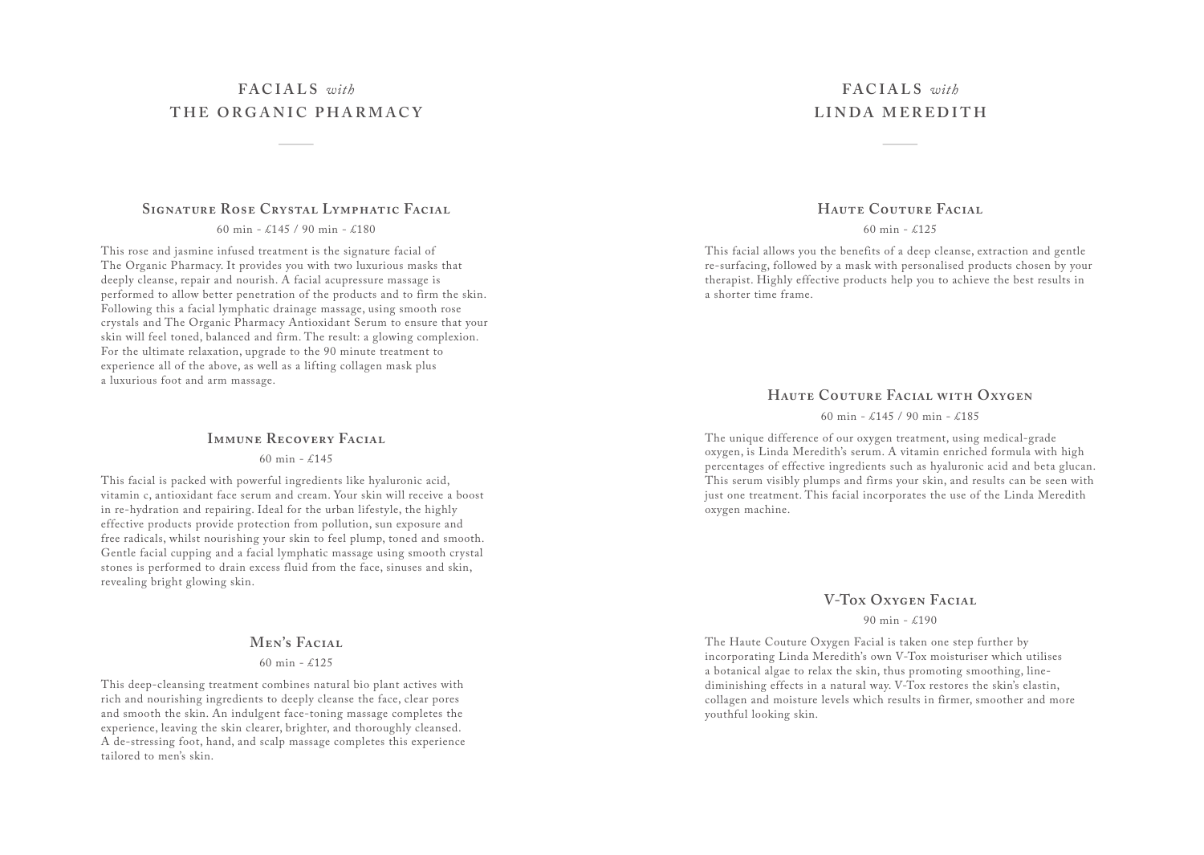# FACIALS *with* THE ORGANIC PHARMACY

### Signature Rose Crystal Lymphatic Facial

60 min - £145 / 90 min - £180

This rose and jasmine infused treatment is the signature facial of The Organic Pharmacy. It provides you with two luxurious masks that deeply cleanse, repair and nourish. A facial acupressure massage is performed to allow better penetration of the products and to firm the skin. Following this a facial lymphatic drainage massage, using smooth rose crystals and The Organic Pharmacy Antioxidant Serum to ensure that your skin will feel toned, balanced and firm. The result: a glowing complexion. For the ultimate relaxation, upgrade to the 90 minute treatment to experience all of the above, as well as a lifting collagen mask plus a luxurious foot and arm massage.

### Immune Recovery Facial

60 min - £145

This facial is packed with powerful ingredients like hyaluronic acid, vitamin c, antioxidant face serum and cream. Your skin will receive a boost in re-hydration and repairing. Ideal for the urban lifestyle, the highly effective products provide protection from pollution, sun exposure and free radicals, whilst nourishing your skin to feel plump, toned and smooth. Gentle facial cupping and a facial lymphatic massage using smooth crystal stones is performed to drain excess fluid from the face, sinuses and skin, revealing bright glowing skin.

### Men's Facial

60 min - £125

This deep-cleansing treatment combines natural bio plant actives with rich and nourishing ingredients to deeply cleanse the face, clear pores and smooth the skin. An indulgent face-toning massage completes the experience, leaving the skin clearer, brighter, and thoroughly cleansed. A de-stressing foot, hand, and scalp massage completes this experience tailored to men's skin.

# FACIALS *with* LINDA MEREDITH

### Haute Couture Facial

60 min - £125

This facial allows you the benefits of a deep cleanse, extraction and gentle re-surfacing, followed by a mask with personalised products chosen by your therapist. Highly effective products help you to achieve the best results in a shorter time frame.

### Haute Couture Facial with Oxygen

60 min - £145 / 90 min - £185

The unique difference of our oxygen treatment, using medical-grade oxygen, is Linda Meredith's serum. A vitamin enriched formula with high percentages of effective ingredients such as hyaluronic acid and beta glucan. This serum visibly plumps and firms your skin, and results can be seen with just one treatment. This facial incorporates the use of the Linda Meredith oxygen machine.

### V-Tox Oxygen Facial

90 min - £190

The Haute Couture Oxygen Facial is taken one step further by incorporating Linda Meredith's own V-Tox moisturiser which utilises a botanical algae to relax the skin, thus promoting smoothing, line-diminishing effects in a natural way. V-Tox restores the skin's elastin, collagen and moisture levels which results in firmer, smoother and more youthful looking skin.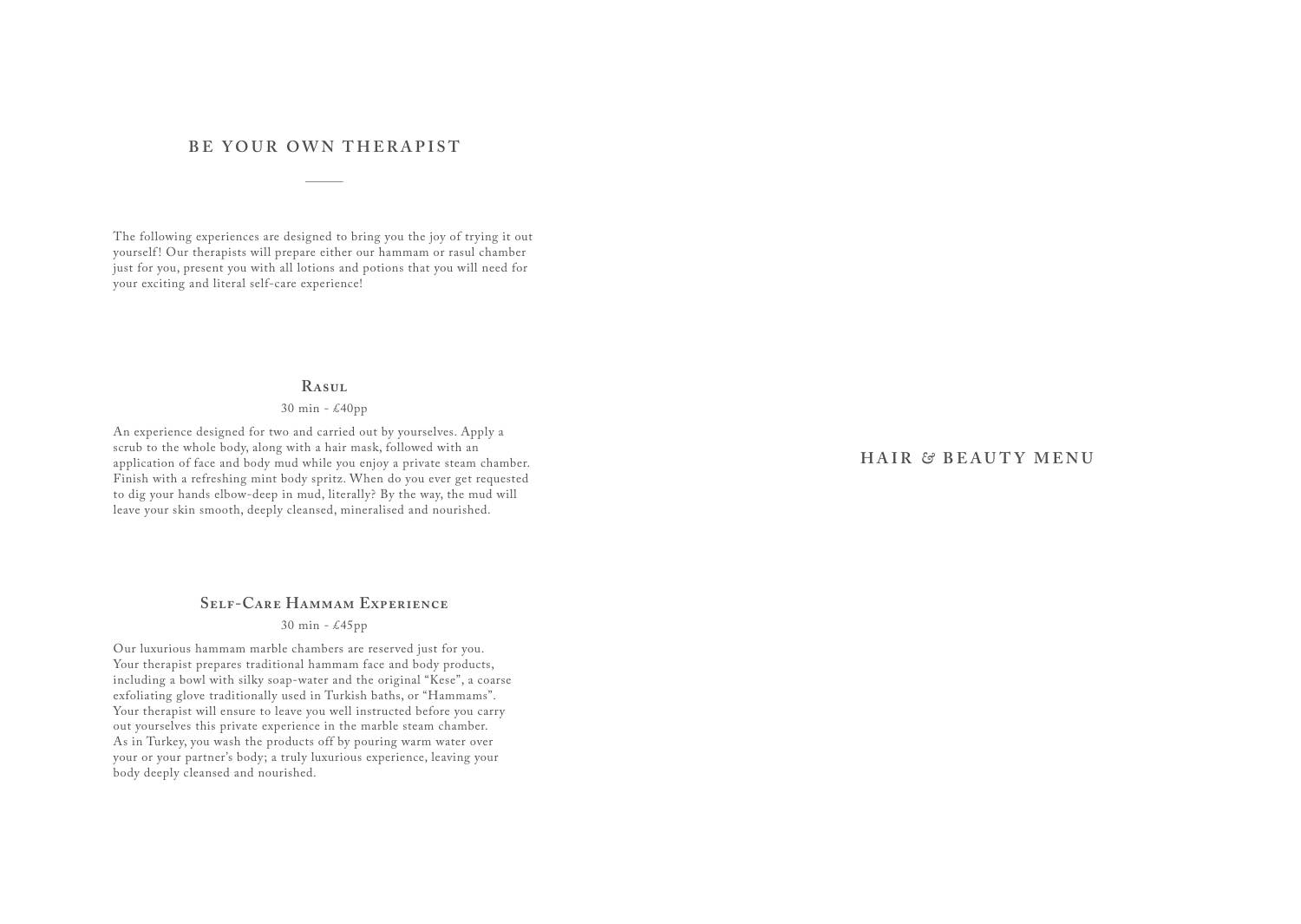# BE YOUR OWN THERAPIST

The following experiences are designed to bring you the joy of trying it out yourself! Our therapists will prepare either our hammam or rasul chamber just for you, present you with all lotions and potions that you will need for your exciting and literal self-care experience!

## Rasul

30 min - £40pp

An experience designed for two and carried out by yourselves. Apply a scrub to the whole body, along with a hair mask, followed with an application of face and body mud while you enjoy a private steam chamber. Finish with a refreshing mint body spritz. When do you ever get requested to dig your hands elbow-deep in mud, literally? By the way, the mud will leave your skin smooth, deeply cleansed, mineralised and nourished.

## Self-Care Hammam Experience

30 min - £45pp

Our luxurious hammam marble chambers are reserved just for you. Your therapist prepares traditional hammam face and body products, including a bowl with silky soap-water and the original "Kese", a coarse exfoliating glove traditionally used in Turkish baths, or "Hammams". Your therapist will ensure to leave you well instructed before you carry out yourselves this private experience in the marble steam chamber. As in Turkey, you wash the products off by pouring warm water over your or your partner's body; a truly luxurious experience, leaving your body deeply cleansed and nourished.

# HAIR & BEAUTY MENU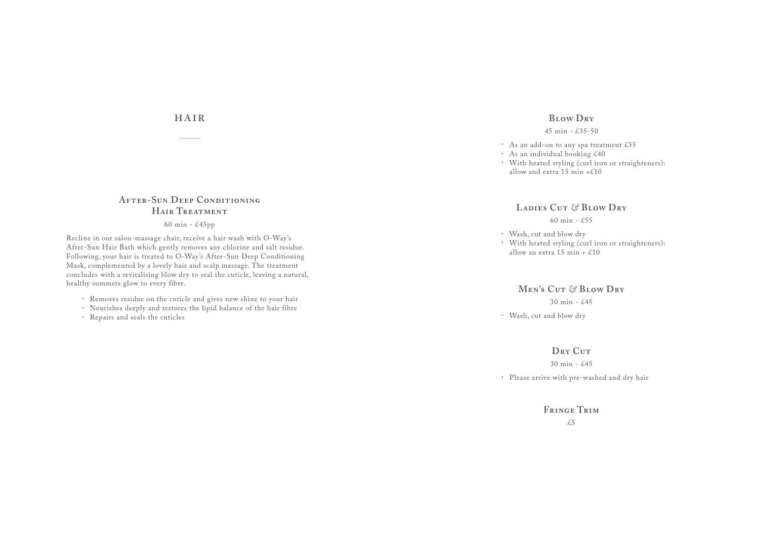# HAIR

## After-Sun Deep Conditioning Hair Treatment

60 min - £45pp

Recline in our salon-massage chair, receive a hair wash with O-Way's After-Sun Hair Bath which gently removes any chlorine and salt residue. Following, your hair is treated to O-Way's After-Sun Deep Conditioning Mask, complemented by a lovely hair and scalp massage. The treatment concludes with a revitalising blow dry to seal the cuticle, leaving a natural, healthy summers glow to every fibre.

- Removes residue on the cuticle and gives new shine to your hair
- Nourishes deeply and restores the lipid balance of the hair fibre
- Repairs and seals the cuticles

## Blow Dry

45 min - £35-50

- As an add-on to any spa treatment £35
- As an individual booking £40
- With heated styling (curl iron or straighteners): allow and extra 15 min +£10

## Ladies Cut & Blow Dry

60 min - £55

- Wash, cut and blow dry
- With heated styling (curl iron or straighteners): allow an extra 15 min + £10

## Men's Cut & Blow Dry

30 min - £45

- Wash, cut and blow dry

## Dry Cut

30 min - £45

- Please arrive with pre-washed and dry hair

## Fringe Trim

£5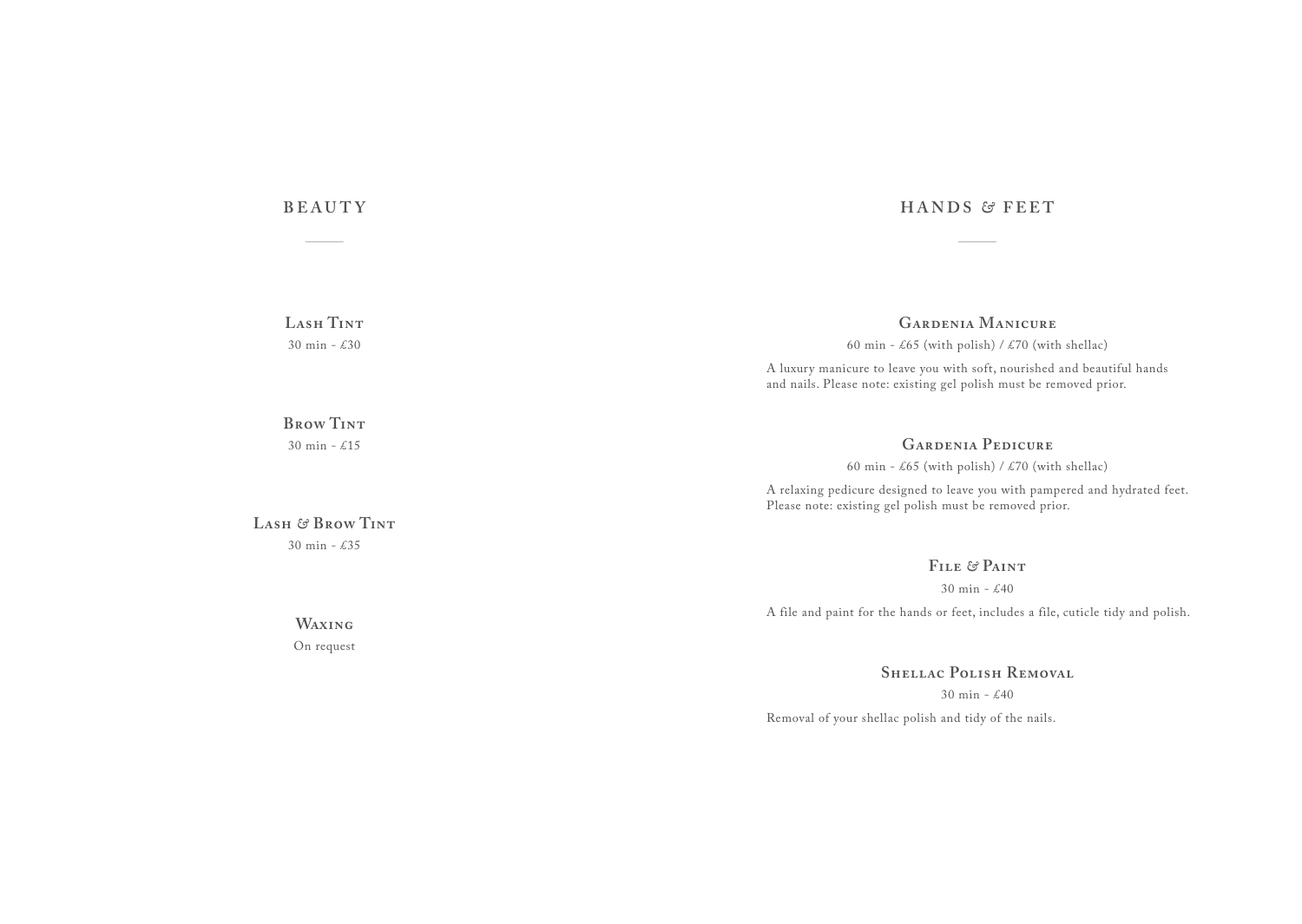## BEAUTY

### Lash Tint

30 min - £30

### Brow Tint

30 min - £15

### Lash & Brow Tint

30 min - £35

### Waxing

On request

## HANDS & FEET

### Gardenia Manicure

60 min - £65 (with polish) / £70 (with shellac)

A luxury manicure to leave you with soft, nourished and beautiful hands and nails. Please note: existing gel polish must be removed prior.

### Gardenia Pedicure

60 min - £65 (with polish) / £70 (with shellac)

A relaxing pedicure designed to leave you with pampered and hydrated feet. Please note: existing gel polish must be removed prior.

### File & Paint

30 min - £40

A file and paint for the hands or feet, includes a file, cuticle tidy and polish.

### Shellac Polish Removal

30 min - £40

Removal of your shellac polish and tidy of the nails.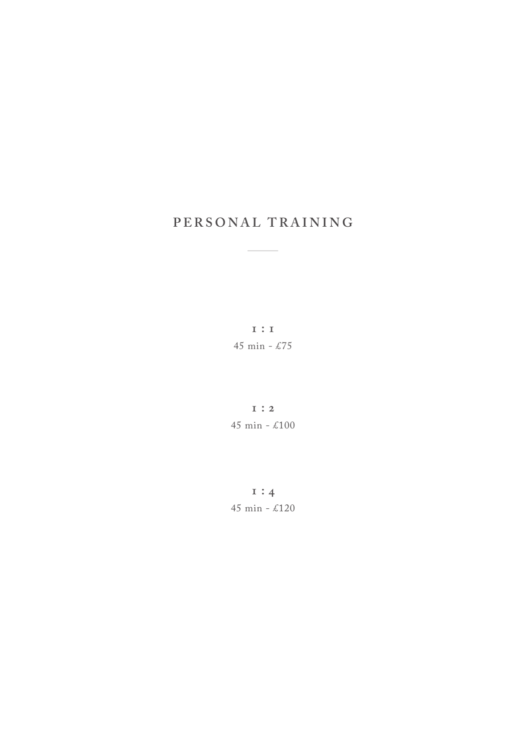# PERSONAL TRAINING

**1 : 1**
45 min - £75

**1 : 2**
45 min - £100

**1 : 4**
45 min - £120